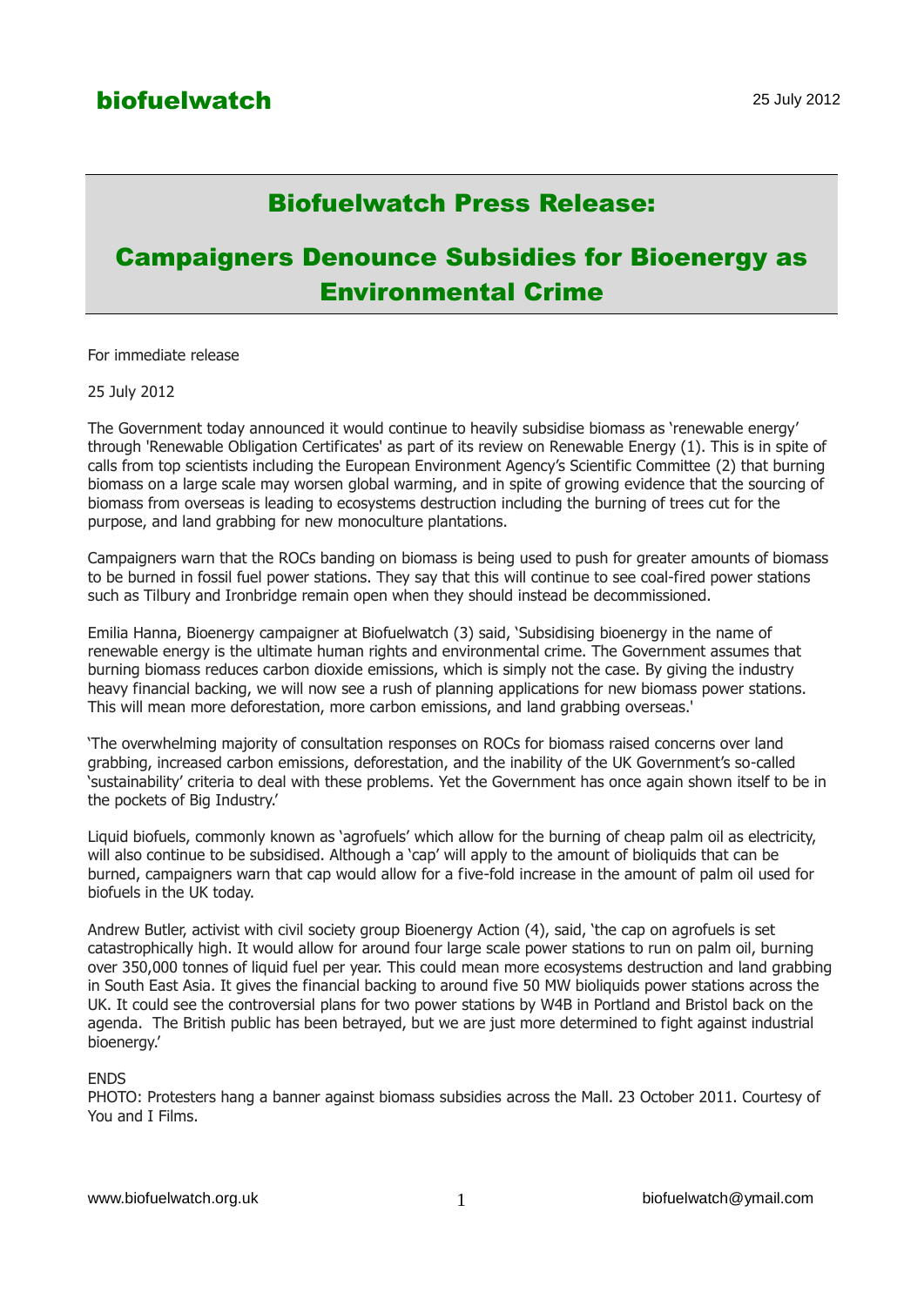**biofuelwatch**

25 July 2012

# Biofuelwatch Press Release:

# Campaigners Denounce Subsidies for Bioenergy as Environmental Crime

For immediate release

25 July 2012

The Government today announced it would continue to heavily subsidise biomass as 'renewable energy' through 'Renewable Obligation Certificates' as part of its review on Renewable Energy (1). This is in spite of calls from top scientists including the European Environment Agency's Scientific Committee (2) that burning biomass on a large scale may worsen global warming, and in spite of growing evidence that the sourcing of biomass from overseas is leading to ecosystems destruction including the burning of trees cut for the purpose, and land grabbing for new monoculture plantations.

Campaigners warn that the ROCs banding on biomass is being used to push for greater amounts of biomass to be burned in fossil fuel power stations. They say that this will continue to see coal-fired power stations such as Tilbury and Ironbridge remain open when they should instead be decommissioned.

Emilia Hanna, Bioenergy campaigner at Biofuelwatch (3) said, 'Subsidising bioenergy in the name of renewable energy is the ultimate human rights and environmental crime. The Government assumes that burning biomass reduces carbon dioxide emissions, which is simply not the case. By giving the industry heavy financial backing, we will now see a rush of planning applications for new biomass power stations. This will mean more deforestation, more carbon emissions, and land grabbing overseas.'

'The overwhelming majority of consultation responses on ROCs for biomass raised concerns over land grabbing, increased carbon emissions, deforestation, and the inability of the UK Government's so-called 'sustainability' criteria to deal with these problems. Yet the Government has once again shown itself to be in the pockets of Big Industry.'

Liquid biofuels, commonly known as 'agrofuels' which allow for the burning of cheap palm oil as electricity, will also continue to be subsidised. Although a 'cap' will apply to the amount of bioliquids that can be burned, campaigners warn that cap would allow for a five-fold increase in the amount of palm oil used for biofuels in the UK today.

Andrew Butler, activist with civil society group Bioenergy Action (4), said, 'the cap on agrofuels is set catastrophically high. It would allow for around four large scale power stations to run on palm oil, burning over 350,000 tonnes of liquid fuel per year. This could mean more ecosystems destruction and land grabbing in South East Asia. It gives the financial backing to around five 50 MW bioliquids power stations across the UK. It could see the controversial plans for two power stations by W4B in Portland and Bristol back on the agenda. The British public has been betrayed, but we are just more determined to fight against industrial bioenergy.'

ENDS

PHOTO: Protesters hang a banner against biomass subsidies across the Mall. 23 October 2011. Courtesy of You and I Films.

www.biofuelwatch.org.uk

biofuelwatch@ymail.com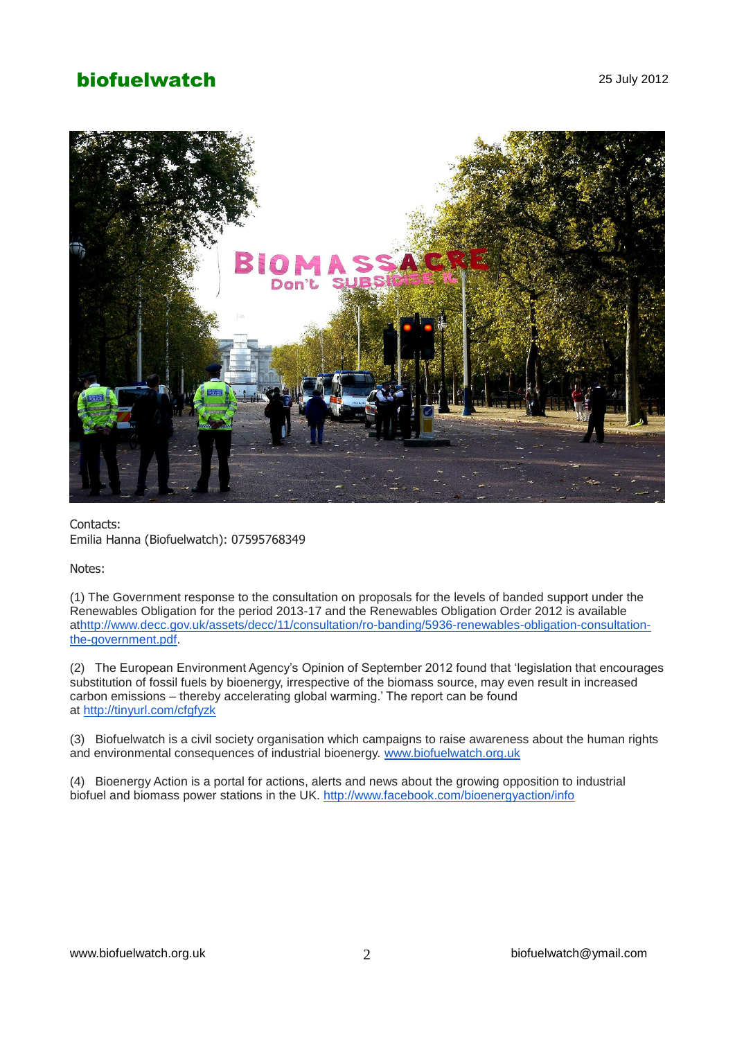Contacts:
Emilia Hanna (Biofuelwatch): 07595768349

Notes:

(1) The Government response to the consultation on proposals for the levels of banded support under the Renewables Obligation for the period 2013-17 and the Renewables Obligation Order 2012 is available athttp://www.decc.gov.uk/assets/decc/11/consultation/ro-banding/5936-renewables-obligation-consultation-the-government.pdf.

(2) The European Environment Agency's Opinion of September 2012 found that 'legislation that encourages substitution of fossil fuels by bioenergy, irrespective of the biomass source, may even result in increased carbon emissions – thereby accelerating global warming.' The report can be found at http://tinyurl.com/cfgfyzk

(3) Biofuelwatch is a civil society organisation which campaigns to raise awareness about the human rights and environmental consequences of industrial bioenergy. www.biofuelwatch.org.uk

(4) Bioenergy Action is a portal for actions, alerts and news about the growing opposition to industrial biofuel and biomass power stations in the UK. http://www.facebook.com/bioenergyaction/info